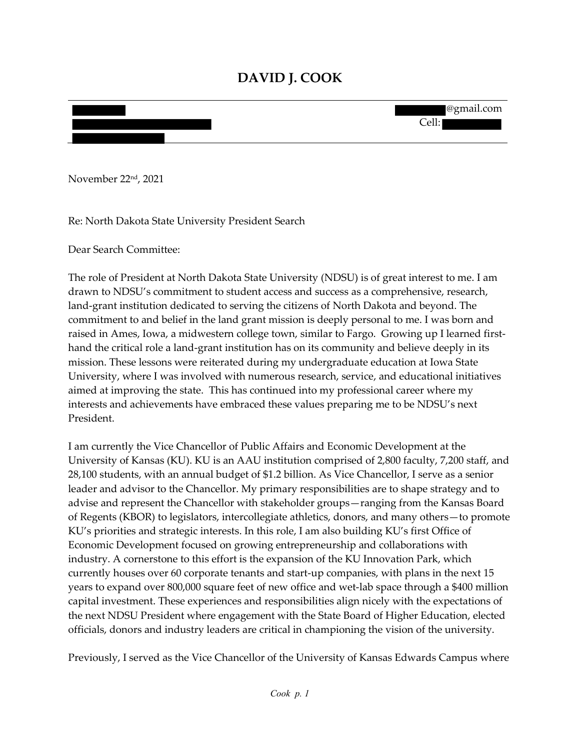# DAVID J. COOK

@gmail.com
Cell:

November 22nd, 2021

Re: North Dakota State University President Search

Dear Search Committee:

The role of President at North Dakota State University (NDSU) is of great interest to me. I am drawn to NDSU's commitment to student access and success as a comprehensive, research, land-grant institution dedicated to serving the citizens of North Dakota and beyond. The commitment to and belief in the land grant mission is deeply personal to me. I was born and raised in Ames, Iowa, a midwestern college town, similar to Fargo. Growing up I learned first-hand the critical role a land-grant institution has on its community and believe deeply in its mission. These lessons were reiterated during my undergraduate education at Iowa State University, where I was involved with numerous research, service, and educational initiatives aimed at improving the state. This has continued into my professional career where my interests and achievements have embraced these values preparing me to be NDSU's next President.

I am currently the Vice Chancellor of Public Affairs and Economic Development at the University of Kansas (KU). KU is an AAU institution comprised of 2,800 faculty, 7,200 staff, and 28,100 students, with an annual budget of $1.2 billion. As Vice Chancellor, I serve as a senior leader and advisor to the Chancellor. My primary responsibilities are to shape strategy and to advise and represent the Chancellor with stakeholder groups—ranging from the Kansas Board of Regents (KBOR) to legislators, intercollegiate athletics, donors, and many others—to promote KU's priorities and strategic interests. In this role, I am also building KU's first Office of Economic Development focused on growing entrepreneurship and collaborations with industry. A cornerstone to this effort is the expansion of the KU Innovation Park, which currently houses over 60 corporate tenants and start-up companies, with plans in the next 15 years to expand over 800,000 square feet of new office and wet-lab space through a $400 million capital investment. These experiences and responsibilities align nicely with the expectations of the next NDSU President where engagement with the State Board of Higher Education, elected officials, donors and industry leaders are critical in championing the vision of the university.

Previously, I served as the Vice Chancellor of the University of Kansas Edwards Campus where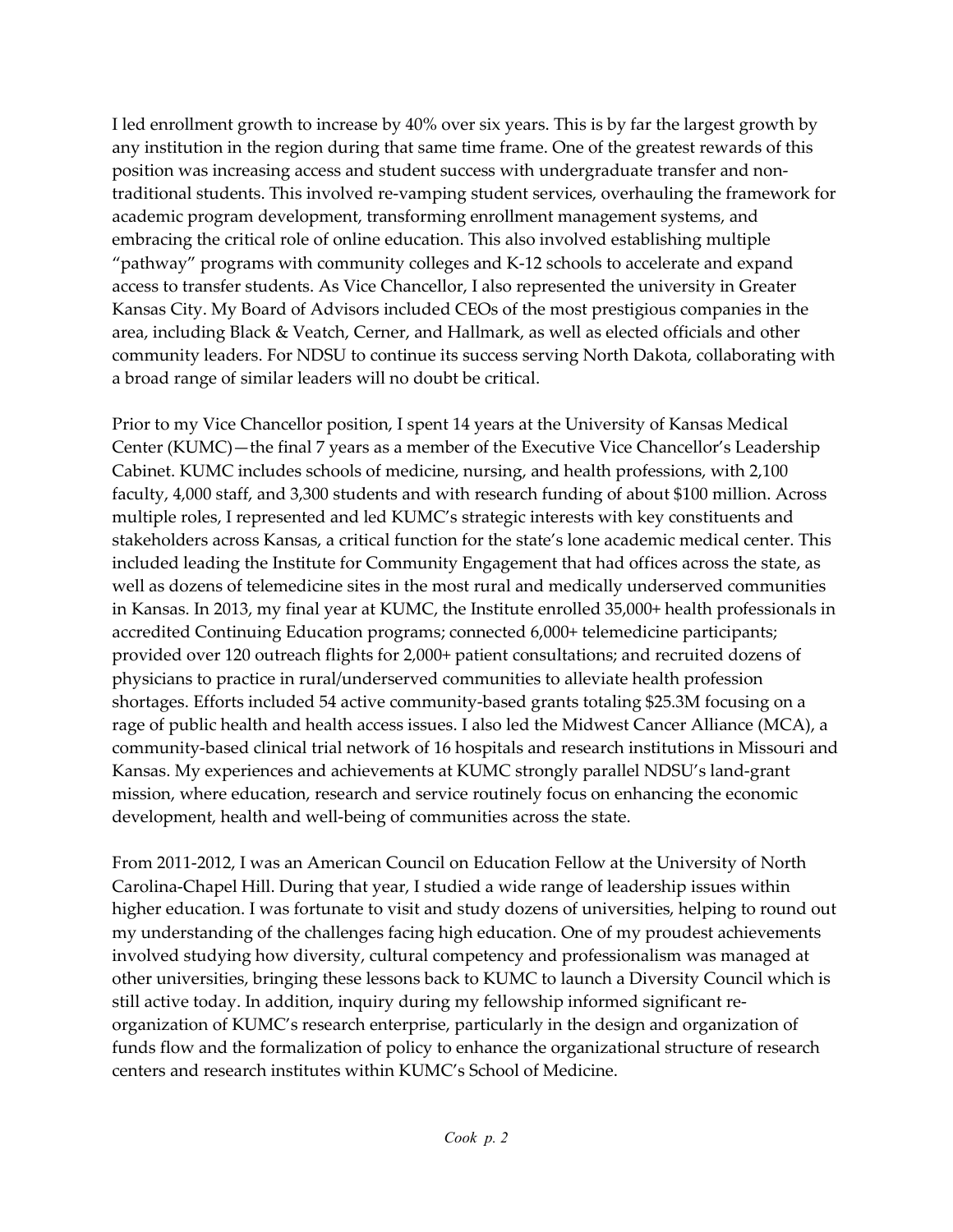I led enrollment growth to increase by 40% over six years. This is by far the largest growth by any institution in the region during that same time frame. One of the greatest rewards of this position was increasing access and student success with undergraduate transfer and non-traditional students. This involved re-vamping student services, overhauling the framework for academic program development, transforming enrollment management systems, and embracing the critical role of online education. This also involved establishing multiple "pathway" programs with community colleges and K-12 schools to accelerate and expand access to transfer students. As Vice Chancellor, I also represented the university in Greater Kansas City. My Board of Advisors included CEOs of the most prestigious companies in the area, including Black & Veatch, Cerner, and Hallmark, as well as elected officials and other community leaders. For NDSU to continue its success serving North Dakota, collaborating with a broad range of similar leaders will no doubt be critical.

Prior to my Vice Chancellor position, I spent 14 years at the University of Kansas Medical Center (KUMC)—the final 7 years as a member of the Executive Vice Chancellor's Leadership Cabinet. KUMC includes schools of medicine, nursing, and health professions, with 2,100 faculty, 4,000 staff, and 3,300 students and with research funding of about $100 million. Across multiple roles, I represented and led KUMC's strategic interests with key constituents and stakeholders across Kansas, a critical function for the state's lone academic medical center. This included leading the Institute for Community Engagement that had offices across the state, as well as dozens of telemedicine sites in the most rural and medically underserved communities in Kansas. In 2013, my final year at KUMC, the Institute enrolled 35,000+ health professionals in accredited Continuing Education programs; connected 6,000+ telemedicine participants; provided over 120 outreach flights for 2,000+ patient consultations; and recruited dozens of physicians to practice in rural/underserved communities to alleviate health profession shortages. Efforts included 54 active community-based grants totaling $25.3M focusing on a rage of public health and health access issues. I also led the Midwest Cancer Alliance (MCA), a community-based clinical trial network of 16 hospitals and research institutions in Missouri and Kansas. My experiences and achievements at KUMC strongly parallel NDSU's land-grant mission, where education, research and service routinely focus on enhancing the economic development, health and well-being of communities across the state.

From 2011-2012, I was an American Council on Education Fellow at the University of North Carolina-Chapel Hill. During that year, I studied a wide range of leadership issues within higher education. I was fortunate to visit and study dozens of universities, helping to round out my understanding of the challenges facing high education. One of my proudest achievements involved studying how diversity, cultural competency and professionalism was managed at other universities, bringing these lessons back to KUMC to launch a Diversity Council which is still active today. In addition, inquiry during my fellowship informed significant re-organization of KUMC's research enterprise, particularly in the design and organization of funds flow and the formalization of policy to enhance the organizational structure of research centers and research institutes within KUMC's School of Medicine.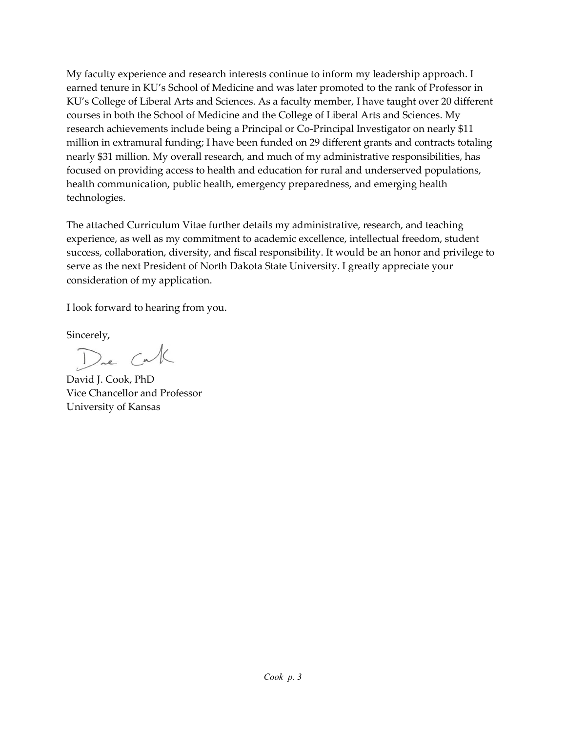My faculty experience and research interests continue to inform my leadership approach. I earned tenure in KU's School of Medicine and was later promoted to the rank of Professor in KU's College of Liberal Arts and Sciences. As a faculty member, I have taught over 20 different courses in both the School of Medicine and the College of Liberal Arts and Sciences. My research achievements include being a Principal or Co-Principal Investigator on nearly $11 million in extramural funding; I have been funded on 29 different grants and contracts totaling nearly $31 million. My overall research, and much of my administrative responsibilities, has focused on providing access to health and education for rural and underserved populations, health communication, public health, emergency preparedness, and emerging health technologies.

The attached Curriculum Vitae further details my administrative, research, and teaching experience, as well as my commitment to academic excellence, intellectual freedom, student success, collaboration, diversity, and fiscal responsibility. It would be an honor and privilege to serve as the next President of North Dakota State University. I greatly appreciate your consideration of my application.

I look forward to hearing from you.

Sincerely,

David J. Cook, PhD
Vice Chancellor and Professor
University of Kansas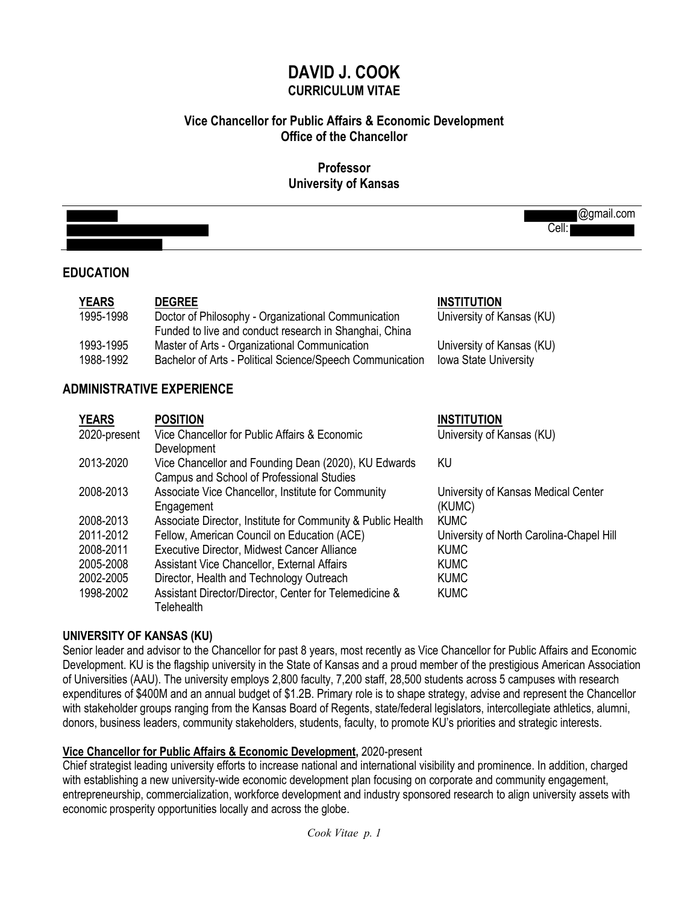# DAVID J. COOK

## CURRICULUM VITAE

### Vice Chancellor for Public Affairs & Economic Development
### Office of the Chancellor

### Professor
### University of Kansas

@gmail.com
Cell:

## EDUCATION

| YEARS | DEGREE | INSTITUTION |
|---|---|---|
| 1995-1998 | Doctor of Philosophy - Organizational Communication<br>Funded to live and conduct research in Shanghai, China | University of Kansas (KU) |
| 1993-1995 | Master of Arts - Organizational Communication | University of Kansas (KU) |
| 1988-1992 | Bachelor of Arts - Political Science/Speech Communication | Iowa State University |

## ADMINISTRATIVE EXPERIENCE

| YEARS | POSITION | INSTITUTION |
|---|---|---|
| 2020-present | Vice Chancellor for Public Affairs & Economic Development | University of Kansas (KU) |
| 2013-2020 | Vice Chancellor and Founding Dean (2020), KU Edwards Campus and School of Professional Studies | KU |
| 2008-2013 | Associate Vice Chancellor, Institute for Community Engagement | University of Kansas Medical Center (KUMC) |
| 2008-2013 | Associate Director, Institute for Community & Public Health | KUMC |
| 2011-2012 | Fellow, American Council on Education (ACE) | University of North Carolina-Chapel Hill |
| 2008-2011 | Executive Director, Midwest Cancer Alliance | KUMC |
| 2005-2008 | Assistant Vice Chancellor, External Affairs | KUMC |
| 2002-2005 | Director, Health and Technology Outreach | KUMC |
| 1998-2002 | Assistant Director/Director, Center for Telemedicine & Telehealth | KUMC |

### UNIVERSITY OF KANSAS (KU)

Senior leader and advisor to the Chancellor for past 8 years, most recently as Vice Chancellor for Public Affairs and Economic Development. KU is the flagship university in the State of Kansas and a proud member of the prestigious American Association of Universities (AAU). The university employs 2,800 faculty, 7,200 staff, 28,500 students across 5 campuses with research expenditures of $400M and an annual budget of $1.2B. Primary role is to shape strategy, advise and represent the Chancellor with stakeholder groups ranging from the Kansas Board of Regents, state/federal legislators, intercollegiate athletics, alumni, donors, business leaders, community stakeholders, students, faculty, to promote KU's priorities and strategic interests.

**Vice Chancellor for Public Affairs & Economic Development,** 2020-present

Chief strategist leading university efforts to increase national and international visibility and prominence. In addition, charged with establishing a new university-wide economic development plan focusing on corporate and community engagement, entrepreneurship, commercialization, workforce development and industry sponsored research to align university assets with economic prosperity opportunities locally and across the globe.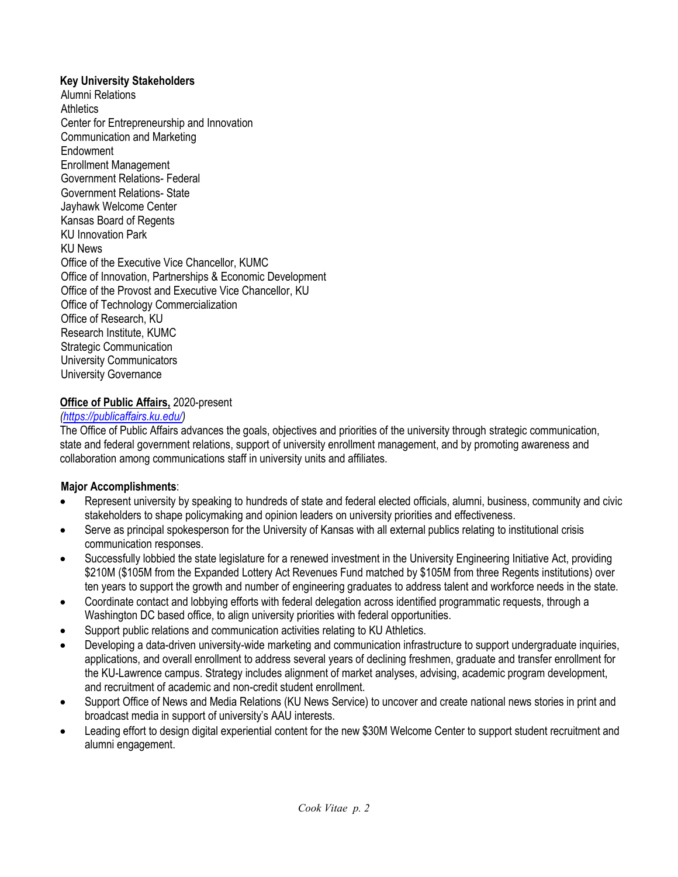**Key University Stakeholders**

Alumni Relations
Athletics
Center for Entrepreneurship and Innovation
Communication and Marketing
Endowment
Enrollment Management
Government Relations- Federal
Government Relations- State
Jayhawk Welcome Center
Kansas Board of Regents
KU Innovation Park
KU News
Office of the Executive Vice Chancellor, KUMC
Office of Innovation, Partnerships & Economic Development
Office of the Provost and Executive Vice Chancellor, KU
Office of Technology Commercialization
Office of Research, KU
Research Institute, KUMC
Strategic Communication
University Communicators
University Governance

**Office of Public Affairs,** 2020-present
*(https://publicaffairs.ku.edu/)*
The Office of Public Affairs advances the goals, objectives and priorities of the university through strategic communication, state and federal government relations, support of university enrollment management, and by promoting awareness and collaboration among communications staff in university units and affiliates.

**Major Accomplishments**:

- Represent university by speaking to hundreds of state and federal elected officials, alumni, business, community and civic stakeholders to shape policymaking and opinion leaders on university priorities and effectiveness.
- Serve as principal spokesperson for the University of Kansas with all external publics relating to institutional crisis communication responses.
- Successfully lobbied the state legislature for a renewed investment in the University Engineering Initiative Act, providing $210M ($105M from the Expanded Lottery Act Revenues Fund matched by $105M from three Regents institutions) over ten years to support the growth and number of engineering graduates to address talent and workforce needs in the state.
- Coordinate contact and lobbying efforts with federal delegation across identified programmatic requests, through a Washington DC based office, to align university priorities with federal opportunities.
- Support public relations and communication activities relating to KU Athletics.
- Developing a data-driven university-wide marketing and communication infrastructure to support undergraduate inquiries, applications, and overall enrollment to address several years of declining freshmen, graduate and transfer enrollment for the KU-Lawrence campus. Strategy includes alignment of market analyses, advising, academic program development, and recruitment of academic and non-credit student enrollment.
- Support Office of News and Media Relations (KU News Service) to uncover and create national news stories in print and broadcast media in support of university's AAU interests.
- Leading effort to design digital experiential content for the new $30M Welcome Center to support student recruitment and alumni engagement.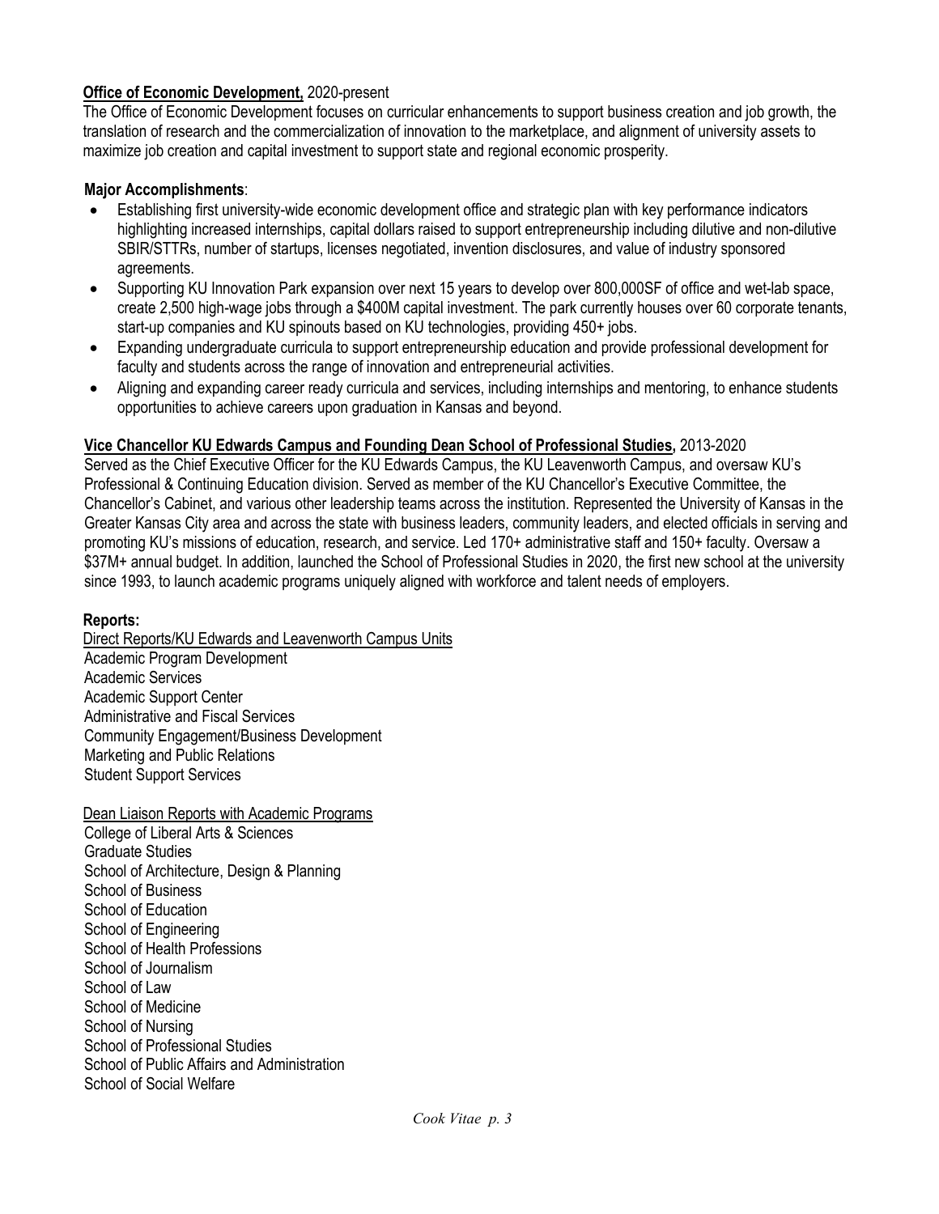**<u>Office of Economic Development,</u>** 2020-present

The Office of Economic Development focuses on curricular enhancements to support business creation and job growth, the translation of research and the commercialization of innovation to the marketplace, and alignment of university assets to maximize job creation and capital investment to support state and regional economic prosperity.

**Major Accomplishments**:

- Establishing first university-wide economic development office and strategic plan with key performance indicators highlighting increased internships, capital dollars raised to support entrepreneurship including dilutive and non-dilutive SBIR/STTRs, number of startups, licenses negotiated, invention disclosures, and value of industry sponsored agreements.
- Supporting KU Innovation Park expansion over next 15 years to develop over 800,000SF of office and wet-lab space, create 2,500 high-wage jobs through a $400M capital investment. The park currently houses over 60 corporate tenants, start-up companies and KU spinouts based on KU technologies, providing 450+ jobs.
- Expanding undergraduate curricula to support entrepreneurship education and provide professional development for faculty and students across the range of innovation and entrepreneurial activities.
- Aligning and expanding career ready curricula and services, including internships and mentoring, to enhance students opportunities to achieve careers upon graduation in Kansas and beyond.

**<u>Vice Chancellor KU Edwards Campus and Founding Dean School of Professional Studies,</u>** 2013-2020

Served as the Chief Executive Officer for the KU Edwards Campus, the KU Leavenworth Campus, and oversaw KU's Professional & Continuing Education division. Served as member of the KU Chancellor's Executive Committee, the Chancellor's Cabinet, and various other leadership teams across the institution. Represented the University of Kansas in the Greater Kansas City area and across the state with business leaders, community leaders, and elected officials in serving and promoting KU's missions of education, research, and service. Led 170+ administrative staff and 150+ faculty. Oversaw a $37M+ annual budget. In addition, launched the School of Professional Studies in 2020, the first new school at the university since 1993, to launch academic programs uniquely aligned with workforce and talent needs of employers.

**Reports:**

<u>Direct Reports/KU Edwards and Leavenworth Campus Units</u>

Academic Program Development
Academic Services
Academic Support Center
Administrative and Fiscal Services
Community Engagement/Business Development
Marketing and Public Relations
Student Support Services

<u>Dean Liaison Reports with Academic Programs</u>

College of Liberal Arts & Sciences
Graduate Studies
School of Architecture, Design & Planning
School of Business
School of Education
School of Engineering
School of Health Professions
School of Journalism
School of Law
School of Medicine
School of Nursing
School of Professional Studies
School of Public Affairs and Administration
School of Social Welfare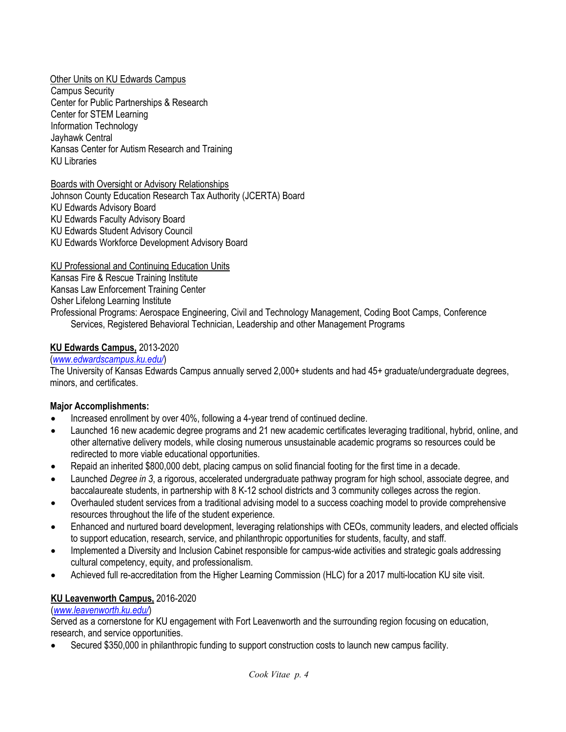<u>Other Units on KU Edwards Campus</u>
Campus Security
Center for Public Partnerships & Research
Center for STEM Learning
Information Technology
Jayhawk Central
Kansas Center for Autism Research and Training
KU Libraries

<u>Boards with Oversight or Advisory Relationships</u>
Johnson County Education Research Tax Authority (JCERTA) Board
KU Edwards Advisory Board
KU Edwards Faculty Advisory Board
KU Edwards Student Advisory Council
KU Edwards Workforce Development Advisory Board

<u>KU Professional and Continuing Education Units</u>
Kansas Fire & Rescue Training Institute
Kansas Law Enforcement Training Center
Osher Lifelong Learning Institute
Professional Programs: Aerospace Engineering, Civil and Technology Management, Coding Boot Camps, Conference Services, Registered Behavioral Technician, Leadership and other Management Programs

**<u>KU Edwards Campus,</u>** 2013-2020
(*[www.edwardscampus.ku.edu/](www.edwardscampus.ku.edu/)*)
The University of Kansas Edwards Campus annually served 2,000+ students and had 45+ graduate/undergraduate degrees, minors, and certificates.

**Major Accomplishments:**

- Increased enrollment by over 40%, following a 4-year trend of continued decline.
- Launched 16 new academic degree programs and 21 new academic certificates leveraging traditional, hybrid, online, and other alternative delivery models, while closing numerous unsustainable academic programs so resources could be redirected to more viable educational opportunities.
- Repaid an inherited $800,000 debt, placing campus on solid financial footing for the first time in a decade.
- Launched *Degree in 3*, a rigorous, accelerated undergraduate pathway program for high school, associate degree, and baccalaureate students, in partnership with 8 K-12 school districts and 3 community colleges across the region.
- Overhauled student services from a traditional advising model to a success coaching model to provide comprehensive resources throughout the life of the student experience.
- Enhanced and nurtured board development, leveraging relationships with CEOs, community leaders, and elected officials to support education, research, service, and philanthropic opportunities for students, faculty, and staff.
- Implemented a Diversity and Inclusion Cabinet responsible for campus-wide activities and strategic goals addressing cultural competency, equity, and professionalism.
- Achieved full re-accreditation from the Higher Learning Commission (HLC) for a 2017 multi-location KU site visit.

**<u>KU Leavenworth Campus,</u>** 2016-2020
(*[www.leavenworth.ku.edu/](www.leavenworth.ku.edu/)*)
Served as a cornerstone for KU engagement with Fort Leavenworth and the surrounding region focusing on education, research, and service opportunities.

- Secured $350,000 in philanthropic funding to support construction costs to launch new campus facility.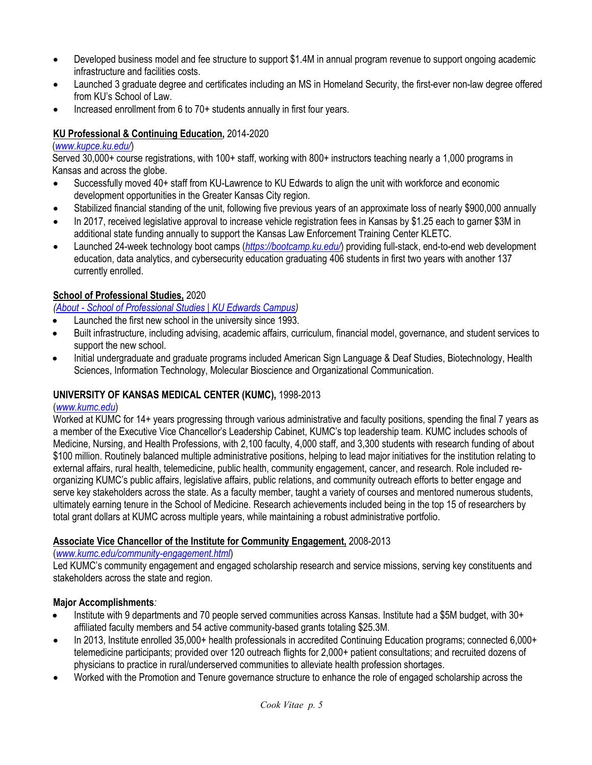- Developed business model and fee structure to support $1.4M in annual program revenue to support ongoing academic infrastructure and facilities costs.
- Launched 3 graduate degree and certificates including an MS in Homeland Security, the first-ever non-law degree offered from KU's School of Law.
- Increased enrollment from 6 to 70+ students annually in first four years.

**KU Professional & Continuing Education,** 2014-2020
(*www.kupce.ku.edu/*)
Served 30,000+ course registrations, with 100+ staff, working with 800+ instructors teaching nearly a 1,000 programs in Kansas and across the globe.

- Successfully moved 40+ staff from KU-Lawrence to KU Edwards to align the unit with workforce and economic development opportunities in the Greater Kansas City region.
- Stabilized financial standing of the unit, following five previous years of an approximate loss of nearly $900,000 annually
- In 2017, received legislative approval to increase vehicle registration fees in Kansas by $1.25 each to garner $3M in additional state funding annually to support the Kansas Law Enforcement Training Center KLETC.
- Launched 24-week technology boot camps (*https://bootcamp.ku.edu/*) providing full-stack, end-to-end web development education, data analytics, and cybersecurity education graduating 406 students in first two years with another 137 currently enrolled.

**School of Professional Studies,** 2020
*(About - School of Professional Studies | KU Edwards Campus)*

- Launched the first new school in the university since 1993.
- Built infrastructure, including advising, academic affairs, curriculum, financial model, governance, and student services to support the new school.
- Initial undergraduate and graduate programs included American Sign Language & Deaf Studies, Biotechnology, Health Sciences, Information Technology, Molecular Bioscience and Organizational Communication.

**UNIVERSITY OF KANSAS MEDICAL CENTER (KUMC),** 1998-2013
(*www.kumc.edu*)
Worked at KUMC for 14+ years progressing through various administrative and faculty positions, spending the final 7 years as a member of the Executive Vice Chancellor's Leadership Cabinet, KUMC's top leadership team. KUMC includes schools of Medicine, Nursing, and Health Professions, with 2,100 faculty, 4,000 staff, and 3,300 students with research funding of about $100 million. Routinely balanced multiple administrative positions, helping to lead major initiatives for the institution relating to external affairs, rural health, telemedicine, public health, community engagement, cancer, and research. Role included re-organizing KUMC's public affairs, legislative affairs, public relations, and community outreach efforts to better engage and serve key stakeholders across the state. As a faculty member, taught a variety of courses and mentored numerous students, ultimately earning tenure in the School of Medicine. Research achievements included being in the top 15 of researchers by total grant dollars at KUMC across multiple years, while maintaining a robust administrative portfolio.

**Associate Vice Chancellor of the Institute for Community Engagement,** 2008-2013
(*www.kumc.edu/community-engagement.html*)
Led KUMC's community engagement and engaged scholarship research and service missions, serving key constituents and stakeholders across the state and region.

**Major Accomplishments***:*

- Institute with 9 departments and 70 people served communities across Kansas. Institute had a $5M budget, with 30+ affiliated faculty members and 54 active community-based grants totaling $25.3M.
- In 2013, Institute enrolled 35,000+ health professionals in accredited Continuing Education programs; connected 6,000+ telemedicine participants; provided over 120 outreach flights for 2,000+ patient consultations; and recruited dozens of physicians to practice in rural/underserved communities to alleviate health profession shortages.
- Worked with the Promotion and Tenure governance structure to enhance the role of engaged scholarship across the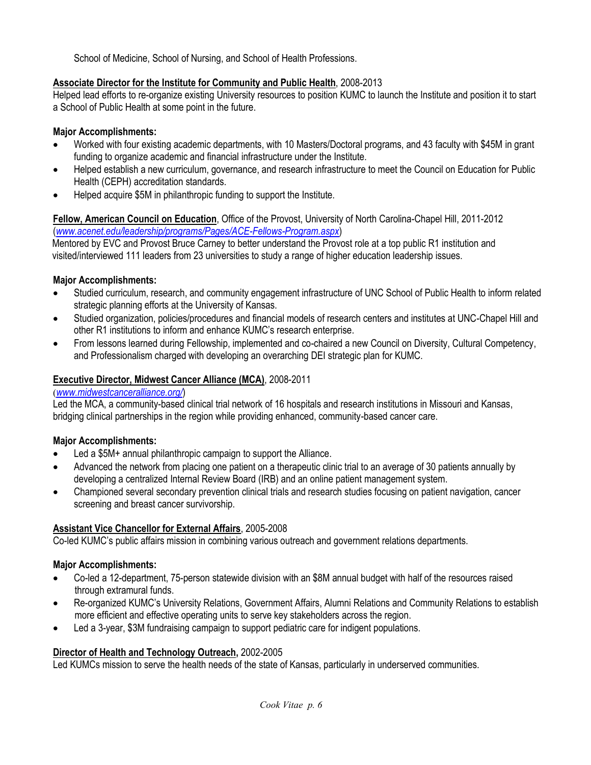School of Medicine, School of Nursing, and School of Health Professions.

**<u>Associate Director for the Institute for Community and Public Health</u>**, 2008-2013
Helped lead efforts to re-organize existing University resources to position KUMC to launch the Institute and position it to start a School of Public Health at some point in the future.

**Major Accomplishments:**

- Worked with four existing academic departments, with 10 Masters/Doctoral programs, and 43 faculty with $45M in grant funding to organize academic and financial infrastructure under the Institute.
- Helped establish a new curriculum, governance, and research infrastructure to meet the Council on Education for Public Health (CEPH) accreditation standards.
- Helped acquire $5M in philanthropic funding to support the Institute.

**<u>Fellow, American Council on Education</u>**, Office of the Provost, University of North Carolina-Chapel Hill, 2011-2012
(*www.acenet.edu/leadership/programs/Pages/ACE-Fellows-Program.aspx*)
Mentored by EVC and Provost Bruce Carney to better understand the Provost role at a top public R1 institution and visited/interviewed 111 leaders from 23 universities to study a range of higher education leadership issues.

**Major Accomplishments:**

- Studied curriculum, research, and community engagement infrastructure of UNC School of Public Health to inform related strategic planning efforts at the University of Kansas.
- Studied organization, policies/procedures and financial models of research centers and institutes at UNC-Chapel Hill and other R1 institutions to inform and enhance KUMC's research enterprise.
- From lessons learned during Fellowship, implemented and co-chaired a new Council on Diversity, Cultural Competency, and Professionalism charged with developing an overarching DEI strategic plan for KUMC.

**<u>Executive Director, Midwest Cancer Alliance (MCA)</u>**, 2008-2011
(*www.midwestcanceralliance.org/*)
Led the MCA, a community-based clinical trial network of 16 hospitals and research institutions in Missouri and Kansas, bridging clinical partnerships in the region while providing enhanced, community-based cancer care.

**Major Accomplishments:**

- Led a $5M+ annual philanthropic campaign to support the Alliance.
- Advanced the network from placing one patient on a therapeutic clinic trial to an average of 30 patients annually by developing a centralized Internal Review Board (IRB) and an online patient management system.
- Championed several secondary prevention clinical trials and research studies focusing on patient navigation, cancer screening and breast cancer survivorship.

**<u>Assistant Vice Chancellor for External Affairs</u>**, 2005-2008
Co-led KUMC's public affairs mission in combining various outreach and government relations departments.

**Major Accomplishments:**

- Co-led a 12-department, 75-person statewide division with an $8M annual budget with half of the resources raised through extramural funds.
- Re-organized KUMC's University Relations, Government Affairs, Alumni Relations and Community Relations to establish more efficient and effective operating units to serve key stakeholders across the region.
- Led a 3-year, $3M fundraising campaign to support pediatric care for indigent populations.

**<u>Director of Health and Technology Outreach,</u>** 2002-2005
Led KUMCs mission to serve the health needs of the state of Kansas, particularly in underserved communities.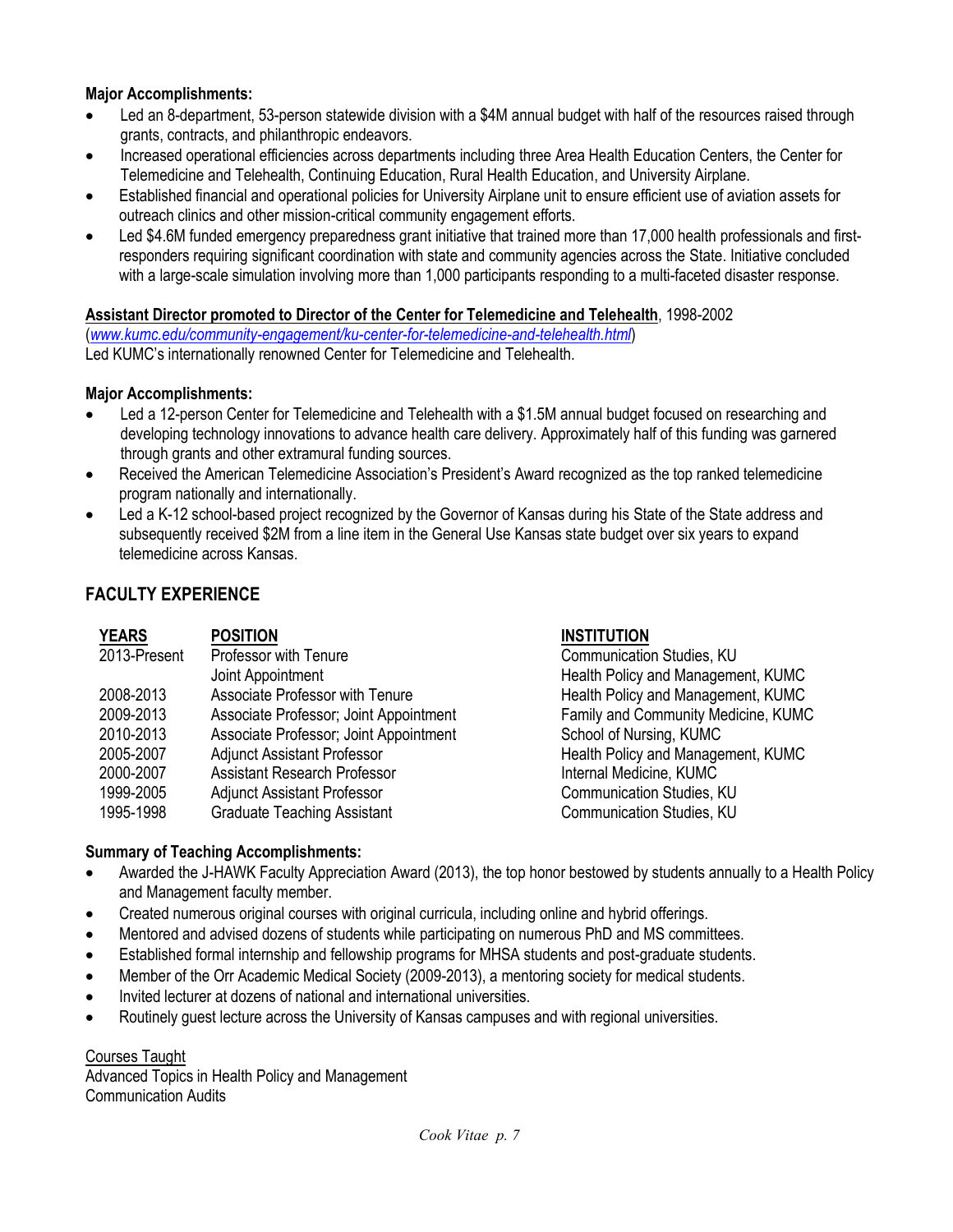**Major Accomplishments:**

- Led an 8-department, 53-person statewide division with a $4M annual budget with half of the resources raised through grants, contracts, and philanthropic endeavors.
- Increased operational efficiencies across departments including three Area Health Education Centers, the Center for Telemedicine and Telehealth, Continuing Education, Rural Health Education, and University Airplane.
- Established financial and operational policies for University Airplane unit to ensure efficient use of aviation assets for outreach clinics and other mission-critical community engagement efforts.
- Led $4.6M funded emergency preparedness grant initiative that trained more than 17,000 health professionals and first-responders requiring significant coordination with state and community agencies across the State. Initiative concluded with a large-scale simulation involving more than 1,000 participants responding to a multi-faceted disaster response.

**Assistant Director promoted to Director of the Center for Telemedicine and Telehealth**, 1998-2002
(*www.kumc.edu/community-engagement/ku-center-for-telemedicine-and-telehealth.html*)
Led KUMC's internationally renowned Center for Telemedicine and Telehealth.

**Major Accomplishments:**

- Led a 12-person Center for Telemedicine and Telehealth with a $1.5M annual budget focused on researching and developing technology innovations to advance health care delivery. Approximately half of this funding was garnered through grants and other extramural funding sources.
- Received the American Telemedicine Association's President's Award recognized as the top ranked telemedicine program nationally and internationally.
- Led a K-12 school-based project recognized by the Governor of Kansas during his State of the State address and subsequently received $2M from a line item in the General Use Kansas state budget over six years to expand telemedicine across Kansas.

## FACULTY EXPERIENCE

| YEARS | POSITION | INSTITUTION |
|---|---|---|
| 2013-Present | Professor with Tenure | Communication Studies, KU |
| | Joint Appointment | Health Policy and Management, KUMC |
| 2008-2013 | Associate Professor with Tenure | Health Policy and Management, KUMC |
| 2009-2013 | Associate Professor; Joint Appointment | Family and Community Medicine, KUMC |
| 2010-2013 | Associate Professor; Joint Appointment | School of Nursing, KUMC |
| 2005-2007 | Adjunct Assistant Professor | Health Policy and Management, KUMC |
| 2000-2007 | Assistant Research Professor | Internal Medicine, KUMC |
| 1999-2005 | Adjunct Assistant Professor | Communication Studies, KU |
| 1995-1998 | Graduate Teaching Assistant | Communication Studies, KU |

**Summary of Teaching Accomplishments:**

- Awarded the J-HAWK Faculty Appreciation Award (2013), the top honor bestowed by students annually to a Health Policy and Management faculty member.
- Created numerous original courses with original curricula, including online and hybrid offerings.
- Mentored and advised dozens of students while participating on numerous PhD and MS committees.
- Established formal internship and fellowship programs for MHSA students and post-graduate students.
- Member of the Orr Academic Medical Society (2009-2013), a mentoring society for medical students.
- Invited lecturer at dozens of national and international universities.
- Routinely guest lecture across the University of Kansas campuses and with regional universities.

<u>Courses Taught</u>
Advanced Topics in Health Policy and Management
Communication Audits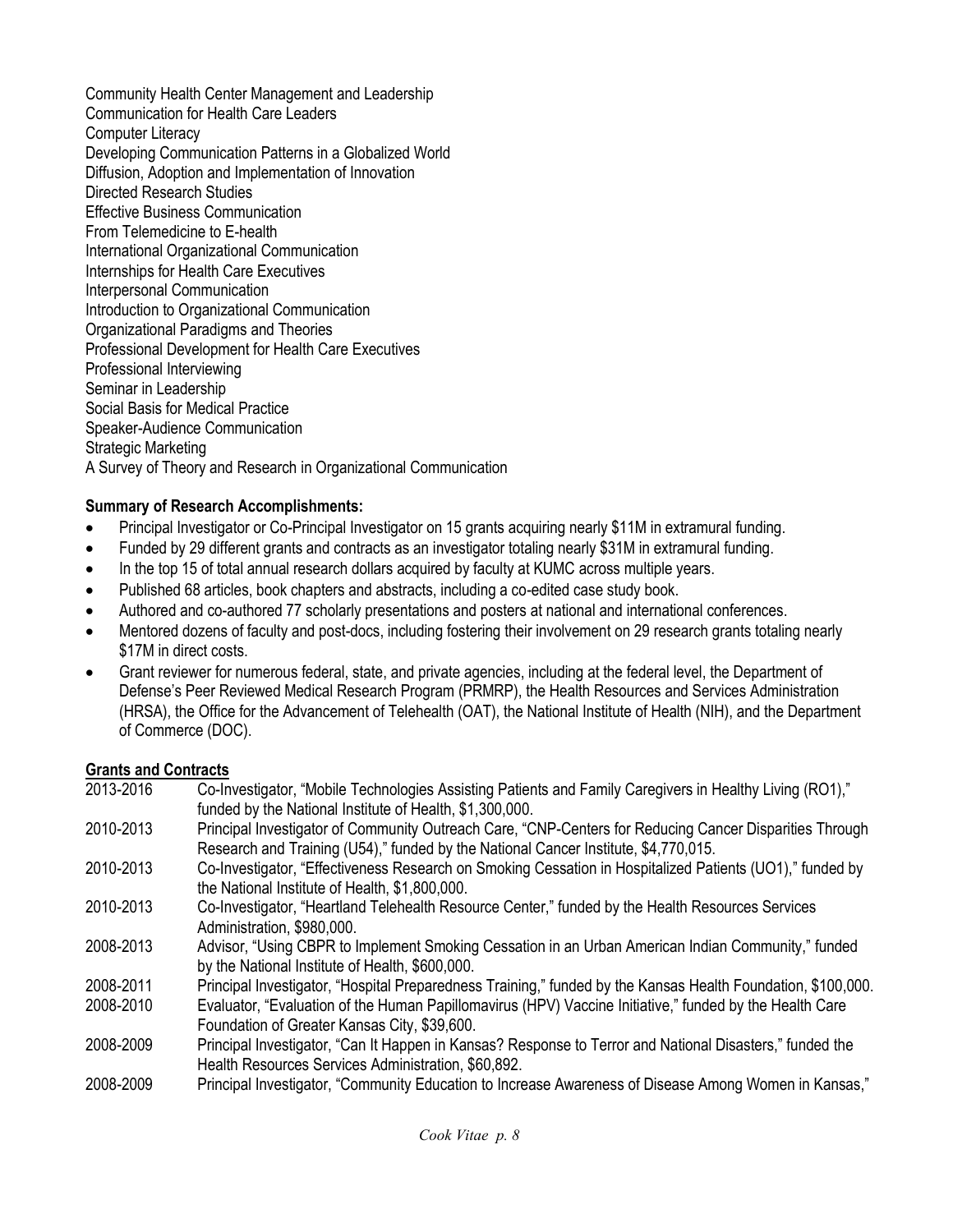Community Health Center Management and Leadership
Communication for Health Care Leaders
Computer Literacy
Developing Communication Patterns in a Globalized World
Diffusion, Adoption and Implementation of Innovation
Directed Research Studies
Effective Business Communication
From Telemedicine to E-health
International Organizational Communication
Internships for Health Care Executives
Interpersonal Communication
Introduction to Organizational Communication
Organizational Paradigms and Theories
Professional Development for Health Care Executives
Professional Interviewing
Seminar in Leadership
Social Basis for Medical Practice
Speaker-Audience Communication
Strategic Marketing
A Survey of Theory and Research in Organizational Communication

**Summary of Research Accomplishments:**

- Principal Investigator or Co-Principal Investigator on 15 grants acquiring nearly $11M in extramural funding.
- Funded by 29 different grants and contracts as an investigator totaling nearly $31M in extramural funding.
- In the top 15 of total annual research dollars acquired by faculty at KUMC across multiple years.
- Published 68 articles, book chapters and abstracts, including a co-edited case study book.
- Authored and co-authored 77 scholarly presentations and posters at national and international conferences.
- Mentored dozens of faculty and post-docs, including fostering their involvement on 29 research grants totaling nearly $17M in direct costs.
- Grant reviewer for numerous federal, state, and private agencies, including at the federal level, the Department of Defense's Peer Reviewed Medical Research Program (PRMRP), the Health Resources and Services Administration (HRSA), the Office for the Advancement of Telehealth (OAT), the National Institute of Health (NIH), and the Department of Commerce (DOC).

**Grants and Contracts**

2013-2016 Co-Investigator, "Mobile Technologies Assisting Patients and Family Caregivers in Healthy Living (RO1)," funded by the National Institute of Health, $1,300,000.

2010-2013 Principal Investigator of Community Outreach Care, "CNP-Centers for Reducing Cancer Disparities Through Research and Training (U54)," funded by the National Cancer Institute, $4,770,015.

2010-2013 Co-Investigator, "Effectiveness Research on Smoking Cessation in Hospitalized Patients (UO1)," funded by the National Institute of Health, $1,800,000.

2010-2013 Co-Investigator, "Heartland Telehealth Resource Center," funded by the Health Resources Services Administration, $980,000.

2008-2013 Advisor, "Using CBPR to Implement Smoking Cessation in an Urban American Indian Community," funded by the National Institute of Health, $600,000.

2008-2011 Principal Investigator, "Hospital Preparedness Training," funded by the Kansas Health Foundation, $100,000.

2008-2010 Evaluator, "Evaluation of the Human Papillomavirus (HPV) Vaccine Initiative," funded by the Health Care Foundation of Greater Kansas City, $39,600.

2008-2009 Principal Investigator, "Can It Happen in Kansas? Response to Terror and National Disasters," funded the Health Resources Services Administration, $60,892.

2008-2009 Principal Investigator, "Community Education to Increase Awareness of Disease Among Women in Kansas,"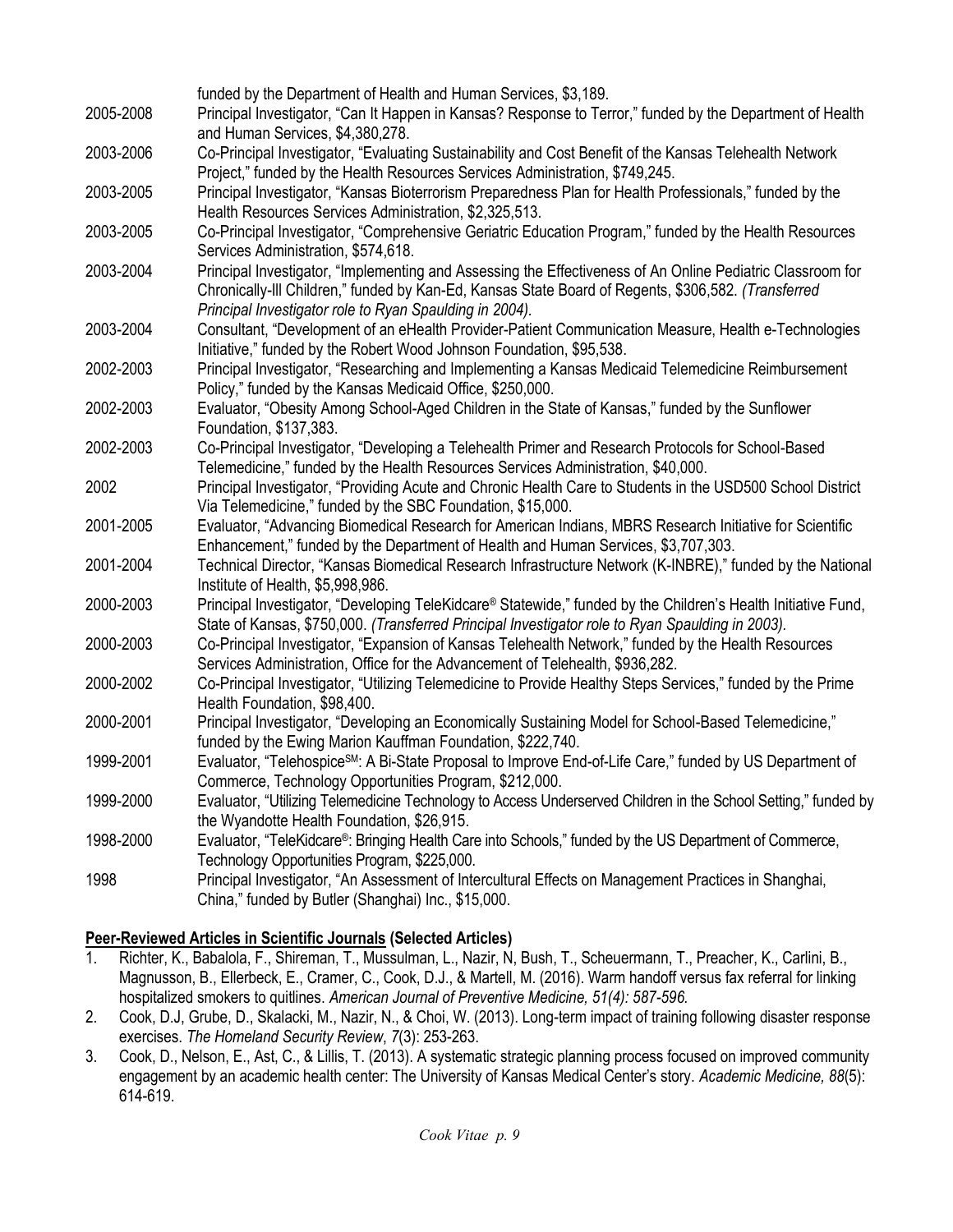funded by the Department of Health and Human Services, $3,189.

2005-2008 Principal Investigator, "Can It Happen in Kansas? Response to Terror," funded by the Department of Health and Human Services, $4,380,278.

2003-2006 Co-Principal Investigator, "Evaluating Sustainability and Cost Benefit of the Kansas Telehealth Network Project," funded by the Health Resources Services Administration, $749,245.

2003-2005 Principal Investigator, "Kansas Bioterrorism Preparedness Plan for Health Professionals," funded by the Health Resources Services Administration, $2,325,513.

2003-2005 Co-Principal Investigator, "Comprehensive Geriatric Education Program," funded by the Health Resources Services Administration, $574,618.

2003-2004 Principal Investigator, "Implementing and Assessing the Effectiveness of An Online Pediatric Classroom for Chronically-Ill Children," funded by Kan-Ed, Kansas State Board of Regents, $306,582. *(Transferred Principal Investigator role to Ryan Spaulding in 2004).*

2003-2004 Consultant, "Development of an eHealth Provider-Patient Communication Measure, Health e-Technologies Initiative," funded by the Robert Wood Johnson Foundation, $95,538.

2002-2003 Principal Investigator, "Researching and Implementing a Kansas Medicaid Telemedicine Reimbursement Policy," funded by the Kansas Medicaid Office, $250,000.

2002-2003 Evaluator, "Obesity Among School-Aged Children in the State of Kansas," funded by the Sunflower Foundation, $137,383.

2002-2003 Co-Principal Investigator, "Developing a Telehealth Primer and Research Protocols for School-Based Telemedicine," funded by the Health Resources Services Administration, $40,000.

2002 Principal Investigator, "Providing Acute and Chronic Health Care to Students in the USD500 School District Via Telemedicine," funded by the SBC Foundation, $15,000.

2001-2005 Evaluator, "Advancing Biomedical Research for American Indians, MBRS Research Initiative for Scientific Enhancement," funded by the Department of Health and Human Services, $3,707,303.

2001-2004 Technical Director, "Kansas Biomedical Research Infrastructure Network (K-INBRE)," funded by the National Institute of Health, $5,998,986.

2000-2003 Principal Investigator, "Developing TeleKidcare® Statewide," funded by the Children's Health Initiative Fund, State of Kansas, $750,000. *(Transferred Principal Investigator role to Ryan Spaulding in 2003).*

2000-2003 Co-Principal Investigator, "Expansion of Kansas Telehealth Network," funded by the Health Resources Services Administration, Office for the Advancement of Telehealth, $936,282.

2000-2002 Co-Principal Investigator, "Utilizing Telemedicine to Provide Healthy Steps Services," funded by the Prime Health Foundation, $98,400.

2000-2001 Principal Investigator, "Developing an Economically Sustaining Model for School-Based Telemedicine," funded by the Ewing Marion Kauffman Foundation, $222,740.

1999-2001 Evaluator, "Telehospice℠: A Bi-State Proposal to Improve End-of-Life Care," funded by US Department of Commerce, Technology Opportunities Program, $212,000.

1999-2000 Evaluator, "Utilizing Telemedicine Technology to Access Underserved Children in the School Setting," funded by the Wyandotte Health Foundation, $26,915.

1998-2000 Evaluator, "TeleKidcare®: Bringing Health Care into Schools," funded by the US Department of Commerce, Technology Opportunities Program, $225,000.

1998 Principal Investigator, "An Assessment of Intercultural Effects on Management Practices in Shanghai, China," funded by Butler (Shanghai) Inc., $15,000.

**Peer-Reviewed Articles in Scientific Journals (Selected Articles)**

1. Richter, K., Babalola, F., Shireman, T., Mussulman, L., Nazir, N, Bush, T., Scheuermann, T., Preacher, K., Carlini, B., Magnusson, B., Ellerbeck, E., Cramer, C., Cook, D.J., & Martell, M. (2016). Warm handoff versus fax referral for linking hospitalized smokers to quitlines. *American Journal of Preventive Medicine, 51(4): 587-596.*
2. Cook, D.J, Grube, D., Skalacki, M., Nazir, N., & Choi, W. (2013). Long-term impact of training following disaster response exercises. *The Homeland Security Review*, *7*(3): 253-263.
3. Cook, D., Nelson, E., Ast, C., & Lillis, T. (2013). A systematic strategic planning process focused on improved community engagement by an academic health center: The University of Kansas Medical Center's story. *Academic Medicine, 88*(5): 614-619.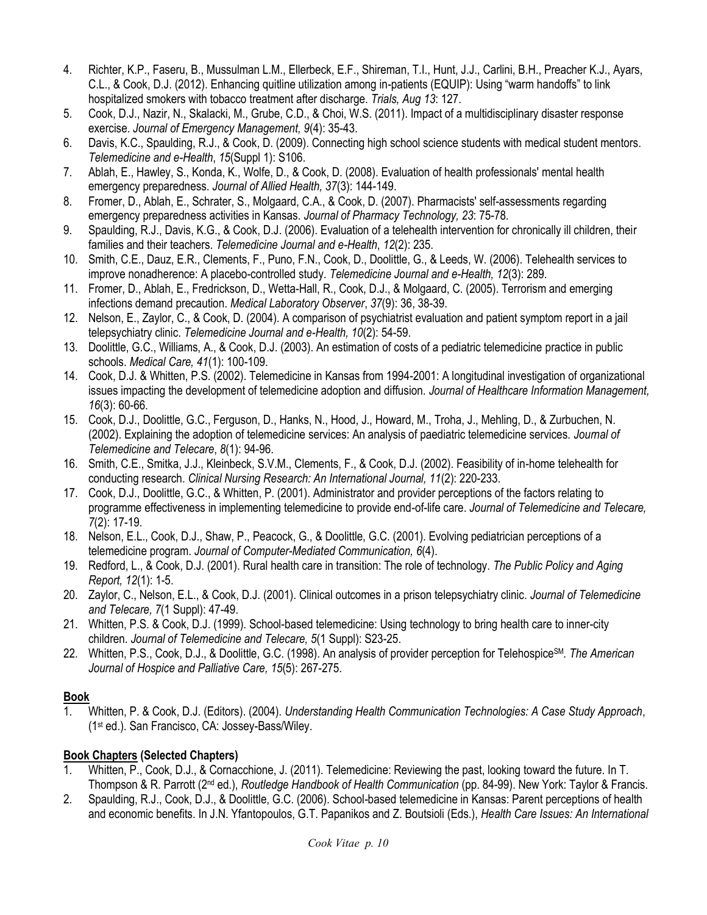4. Richter, K.P., Faseru, B., Mussulman L.M., Ellerbeck, E.F., Shireman, T.I., Hunt, J.J., Carlini, B.H., Preacher K.J., Ayars, C.L., & Cook, D.J. (2012). Enhancing quitline utilization among in-patients (EQUIP): Using "warm handoffs" to link hospitalized smokers with tobacco treatment after discharge. *Trials, Aug 13*: 127.
5. Cook, D.J., Nazir, N., Skalacki, M., Grube, C.D., & Choi, W.S. (2011). Impact of a multidisciplinary disaster response exercise. *Journal of Emergency Management, 9*(4): 35-43.
6. Davis, K.C., Spaulding, R.J., & Cook, D. (2009). Connecting high school science students with medical student mentors. *Telemedicine and e-Health*, *15*(Suppl 1): S106.
7. Ablah, E., Hawley, S., Konda, K., Wolfe, D., & Cook, D. (2008). Evaluation of health professionals' mental health emergency preparedness. *Journal of Allied Health, 37*(3): 144-149.
8. Fromer, D., Ablah, E., Schrater, S., Molgaard, C.A., & Cook, D. (2007). Pharmacists' self-assessments regarding emergency preparedness activities in Kansas. *Journal of Pharmacy Technology, 23*: 75-78.
9. Spaulding, R.J., Davis, K.G., & Cook, D.J. (2006). Evaluation of a telehealth intervention for chronically ill children, their families and their teachers. *Telemedicine Journal and e-Health*, *12*(2): 235.
10. Smith, C.E., Dauz, E.R., Clements, F., Puno, F.N., Cook, D., Doolittle, G., & Leeds, W. (2006). Telehealth services to improve nonadherence: A placebo-controlled study. *Telemedicine Journal and e-Health, 12*(3): 289.
11. Fromer, D., Ablah, E., Fredrickson, D., Wetta-Hall, R., Cook, D.J., & Molgaard, C. (2005). Terrorism and emerging infections demand precaution. *Medical Laboratory Observer*, *37*(9): 36, 38-39.
12. Nelson, E., Zaylor, C., & Cook, D. (2004). A comparison of psychiatrist evaluation and patient symptom report in a jail telepsychiatry clinic. *Telemedicine Journal and e-Health, 10*(2): 54-59.
13. Doolittle, G.C., Williams, A., & Cook, D.J. (2003). An estimation of costs of a pediatric telemedicine practice in public schools. *Medical Care, 41*(1): 100-109.
14. Cook, D.J. & Whitten, P.S. (2002). Telemedicine in Kansas from 1994-2001: A longitudinal investigation of organizational issues impacting the development of telemedicine adoption and diffusion. *Journal of Healthcare Information Management, 16*(3): 60-66.
15. Cook, D.J., Doolittle, G.C., Ferguson, D., Hanks, N., Hood, J., Howard, M., Troha, J., Mehling, D., & Zurbuchen, N. (2002). Explaining the adoption of telemedicine services: An analysis of paediatric telemedicine services. *Journal of Telemedicine and Telecare*, *8*(1): 94-96.
16. Smith, C.E., Smitka, J.J., Kleinbeck, S.V.M., Clements, F., & Cook, D.J. (2002). Feasibility of in-home telehealth for conducting research. *Clinical Nursing Research: An International Journal, 11*(2): 220-233.
17. Cook, D.J., Doolittle, G.C., & Whitten, P. (2001). Administrator and provider perceptions of the factors relating to programme effectiveness in implementing telemedicine to provide end-of-life care. *Journal of Telemedicine and Telecare, 7*(2): 17-19.
18. Nelson, E.L., Cook, D.J., Shaw, P., Peacock, G., & Doolittle, G.C. (2001). Evolving pediatrician perceptions of a telemedicine program. *Journal of Computer-Mediated Communication, 6*(4).
19. Redford, L., & Cook, D.J. (2001). Rural health care in transition: The role of technology. *The Public Policy and Aging Report, 12*(1): 1-5.
20. Zaylor, C., Nelson, E.L., & Cook, D.J. (2001). Clinical outcomes in a prison telepsychiatry clinic. *Journal of Telemedicine and Telecare, 7*(1 Suppl): 47-49.
21. Whitten, P.S. & Cook, D.J. (1999). School-based telemedicine: Using technology to bring health care to inner-city children. *Journal of Telemedicine and Telecare, 5*(1 Suppl): S23-25.
22. Whitten, P.S., Cook, D.J., & Doolittle, G.C. (1998). An analysis of provider perception for Telehospice[SM]. *The American Journal of Hospice and Palliative Care, 15*(5): 267-275.

**Book**

1. Whitten, P. & Cook, D.J. (Editors). (2004). *Understanding Health Communication Technologies: A Case Study Approach*, (1st ed.). San Francisco, CA: Jossey-Bass/Wiley.

**Book Chapters (Selected Chapters)**

1. Whitten, P., Cook, D.J., & Cornacchione, J. (2011). Telemedicine: Reviewing the past, looking toward the future. In T. Thompson & R. Parrott (2nd ed.), *Routledge Handbook of Health Communication* (pp. 84-99). New York: Taylor & Francis.
2. Spaulding, R.J., Cook, D.J., & Doolittle, G.C. (2006). School-based telemedicine in Kansas: Parent perceptions of health and economic benefits. In J.N. Yfantopoulos, G.T. Papanikos and Z. Boutsioli (Eds.), *Health Care Issues: An International*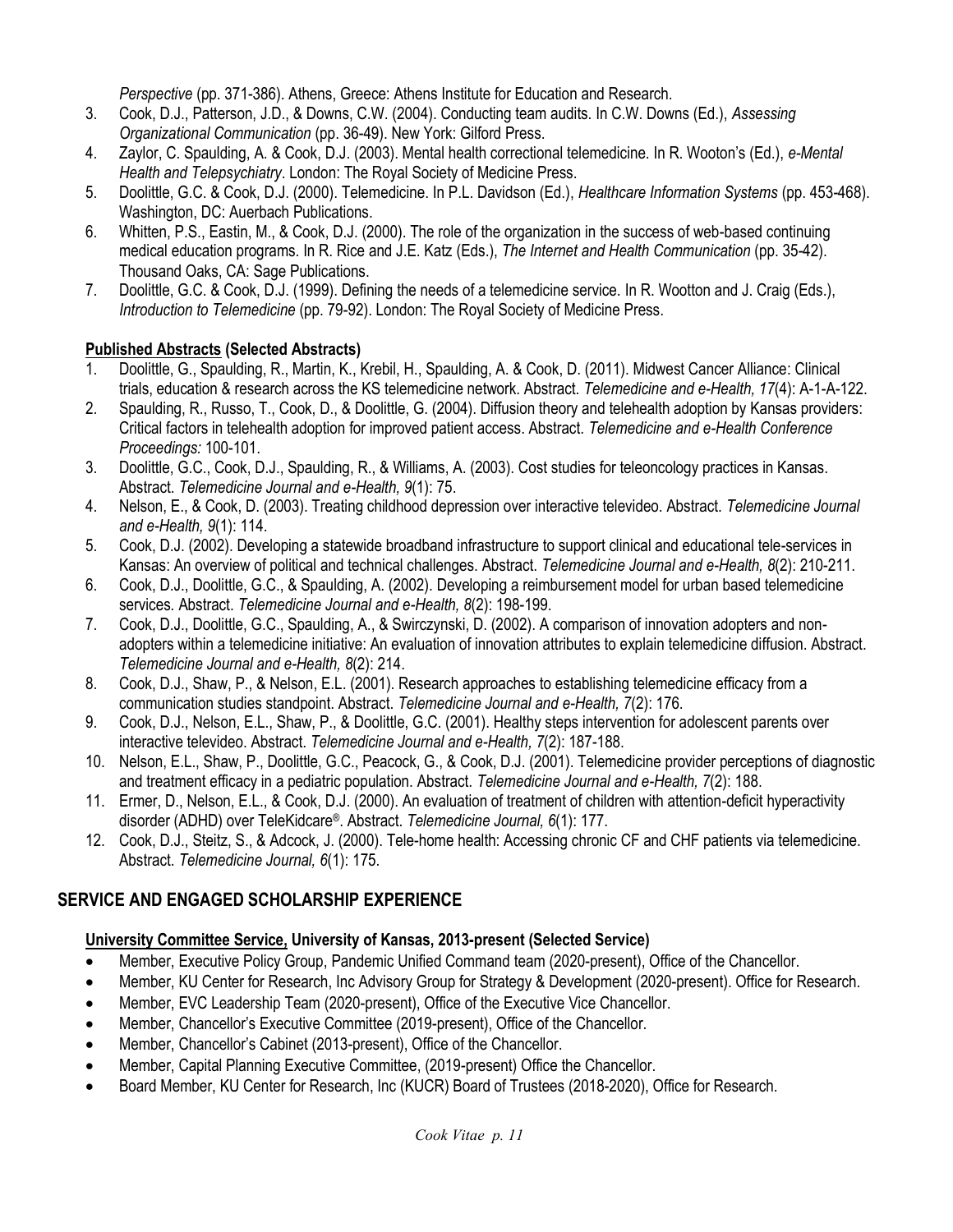*Perspective* (pp. 371-386). Athens, Greece: Athens Institute for Education and Research.

3. Cook, D.J., Patterson, J.D., & Downs, C.W. (2004). Conducting team audits. In C.W. Downs (Ed.), *Assessing Organizational Communication* (pp. 36-49). New York: Gilford Press.
4. Zaylor, C. Spaulding, A. & Cook, D.J. (2003). Mental health correctional telemedicine. In R. Wooton's (Ed.), *e-Mental Health and Telepsychiatry*. London: The Royal Society of Medicine Press.
5. Doolittle, G.C. & Cook, D.J. (2000). Telemedicine. In P.L. Davidson (Ed.), *Healthcare Information Systems* (pp. 453-468). Washington, DC: Auerbach Publications.
6. Whitten, P.S., Eastin, M., & Cook, D.J. (2000). The role of the organization in the success of web-based continuing medical education programs. In R. Rice and J.E. Katz (Eds.), *The Internet and Health Communication* (pp. 35-42). Thousand Oaks, CA: Sage Publications.
7. Doolittle, G.C. & Cook, D.J. (1999). Defining the needs of a telemedicine service. In R. Wootton and J. Craig (Eds.), *Introduction to Telemedicine* (pp. 79-92). London: The Royal Society of Medicine Press.

### Published Abstracts (Selected Abstracts)

1. Doolittle, G., Spaulding, R., Martin, K., Krebil, H., Spaulding, A. & Cook, D. (2011). Midwest Cancer Alliance: Clinical trials, education & research across the KS telemedicine network. Abstract. *Telemedicine and e-Health, 17*(4): A-1-A-122.
2. Spaulding, R., Russo, T., Cook, D., & Doolittle, G. (2004). Diffusion theory and telehealth adoption by Kansas providers: Critical factors in telehealth adoption for improved patient access. Abstract. *Telemedicine and e-Health Conference Proceedings:* 100-101.
3. Doolittle, G.C., Cook, D.J., Spaulding, R., & Williams, A. (2003). Cost studies for teleoncology practices in Kansas. Abstract. *Telemedicine Journal and e-Health, 9*(1): 75.
4. Nelson, E., & Cook, D. (2003). Treating childhood depression over interactive televideo. Abstract. *Telemedicine Journal and e-Health, 9*(1): 114.
5. Cook, D.J. (2002). Developing a statewide broadband infrastructure to support clinical and educational tele-services in Kansas: An overview of political and technical challenges. Abstract. *Telemedicine Journal and e-Health, 8*(2): 210-211.
6. Cook, D.J., Doolittle, G.C., & Spaulding, A. (2002). Developing a reimbursement model for urban based telemedicine services. Abstract. *Telemedicine Journal and e-Health, 8*(2): 198-199.
7. Cook, D.J., Doolittle, G.C., Spaulding, A., & Swirczynski, D. (2002). A comparison of innovation adopters and non-adopters within a telemedicine initiative: An evaluation of innovation attributes to explain telemedicine diffusion. Abstract. *Telemedicine Journal and e-Health, 8*(2): 214.
8. Cook, D.J., Shaw, P., & Nelson, E.L. (2001). Research approaches to establishing telemedicine efficacy from a communication studies standpoint. Abstract. *Telemedicine Journal and e-Health, 7*(2): 176.
9. Cook, D.J., Nelson, E.L., Shaw, P., & Doolittle, G.C. (2001). Healthy steps intervention for adolescent parents over interactive televideo. Abstract. *Telemedicine Journal and e-Health, 7*(2): 187-188.
10. Nelson, E.L., Shaw, P., Doolittle, G.C., Peacock, G., & Cook, D.J. (2001). Telemedicine provider perceptions of diagnostic and treatment efficacy in a pediatric population. Abstract. *Telemedicine Journal and e-Health, 7*(2): 188.
11. Ermer, D., Nelson, E.L., & Cook, D.J. (2000). An evaluation of treatment of children with attention-deficit hyperactivity disorder (ADHD) over TeleKidcare®. Abstract. *Telemedicine Journal, 6*(1): 177.
12. Cook, D.J., Steitz, S., & Adcock, J. (2000). Tele-home health: Accessing chronic CF and CHF patients via telemedicine. Abstract. *Telemedicine Journal, 6*(1): 175.

## SERVICE AND ENGAGED SCHOLARSHIP EXPERIENCE

### University Committee Service, University of Kansas, 2013-present (Selected Service)

- Member, Executive Policy Group, Pandemic Unified Command team (2020-present), Office of the Chancellor.
- Member, KU Center for Research, Inc Advisory Group for Strategy & Development (2020-present). Office for Research.
- Member, EVC Leadership Team (2020-present), Office of the Executive Vice Chancellor.
- Member, Chancellor's Executive Committee (2019-present), Office of the Chancellor.
- Member, Chancellor's Cabinet (2013-present), Office of the Chancellor.
- Member, Capital Planning Executive Committee, (2019-present) Office the Chancellor.
- Board Member, KU Center for Research, Inc (KUCR) Board of Trustees (2018-2020), Office for Research.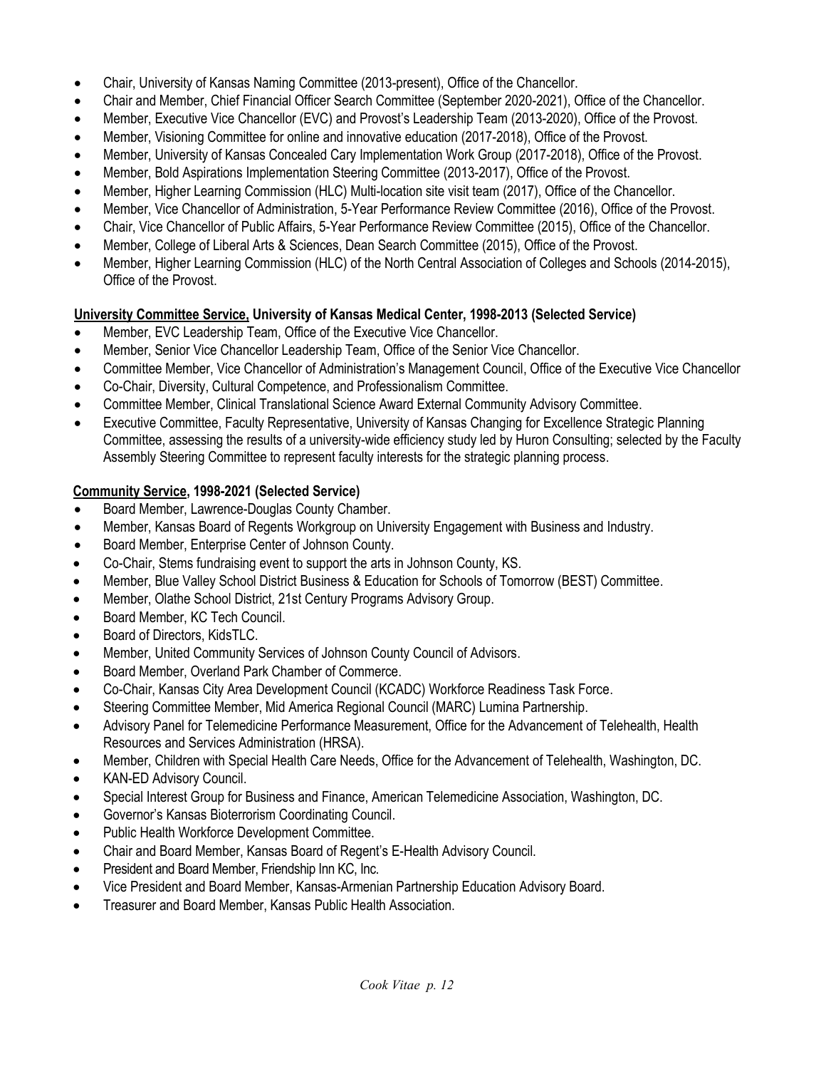- Chair, University of Kansas Naming Committee (2013-present), Office of the Chancellor.
- Chair and Member, Chief Financial Officer Search Committee (September 2020-2021), Office of the Chancellor.
- Member, Executive Vice Chancellor (EVC) and Provost's Leadership Team (2013-2020), Office of the Provost.
- Member, Visioning Committee for online and innovative education (2017-2018), Office of the Provost.
- Member, University of Kansas Concealed Cary Implementation Work Group (2017-2018), Office of the Provost.
- Member, Bold Aspirations Implementation Steering Committee (2013-2017), Office of the Provost.
- Member, Higher Learning Commission (HLC) Multi-location site visit team (2017), Office of the Chancellor.
- Member, Vice Chancellor of Administration, 5-Year Performance Review Committee (2016), Office of the Provost.
- Chair, Vice Chancellor of Public Affairs, 5-Year Performance Review Committee (2015), Office of the Chancellor.
- Member, College of Liberal Arts & Sciences, Dean Search Committee (2015), Office of the Provost.
- Member, Higher Learning Commission (HLC) of the North Central Association of Colleges and Schools (2014-2015), Office of the Provost.

**<u>University Committee Service,</u> University of Kansas Medical Center, 1998-2013 (Selected Service)**

- Member, EVC Leadership Team, Office of the Executive Vice Chancellor.
- Member, Senior Vice Chancellor Leadership Team, Office of the Senior Vice Chancellor.
- Committee Member, Vice Chancellor of Administration's Management Council, Office of the Executive Vice Chancellor
- Co-Chair, Diversity, Cultural Competence, and Professionalism Committee.
- Committee Member, Clinical Translational Science Award External Community Advisory Committee.
- Executive Committee, Faculty Representative, University of Kansas Changing for Excellence Strategic Planning Committee, assessing the results of a university-wide efficiency study led by Huron Consulting; selected by the Faculty Assembly Steering Committee to represent faculty interests for the strategic planning process.

**<u>Community Service</u>, 1998-2021 (Selected Service)**

- Board Member, Lawrence-Douglas County Chamber.
- Member, Kansas Board of Regents Workgroup on University Engagement with Business and Industry.
- Board Member, Enterprise Center of Johnson County.
- Co-Chair, Stems fundraising event to support the arts in Johnson County, KS.
- Member, Blue Valley School District Business & Education for Schools of Tomorrow (BEST) Committee.
- Member, Olathe School District, 21st Century Programs Advisory Group.
- Board Member, KC Tech Council.
- Board of Directors, KidsTLC.
- Member, United Community Services of Johnson County Council of Advisors.
- Board Member, Overland Park Chamber of Commerce.
- Co-Chair, Kansas City Area Development Council (KCADC) Workforce Readiness Task Force.
- Steering Committee Member, Mid America Regional Council (MARC) Lumina Partnership.
- Advisory Panel for Telemedicine Performance Measurement, Office for the Advancement of Telehealth, Health Resources and Services Administration (HRSA).
- Member, Children with Special Health Care Needs, Office for the Advancement of Telehealth, Washington, DC.
- KAN-ED Advisory Council.
- Special Interest Group for Business and Finance, American Telemedicine Association, Washington, DC.
- Governor's Kansas Bioterrorism Coordinating Council.
- Public Health Workforce Development Committee.
- Chair and Board Member, Kansas Board of Regent's E-Health Advisory Council.
- President and Board Member, Friendship Inn KC, Inc.
- Vice President and Board Member, Kansas-Armenian Partnership Education Advisory Board.
- Treasurer and Board Member, Kansas Public Health Association.